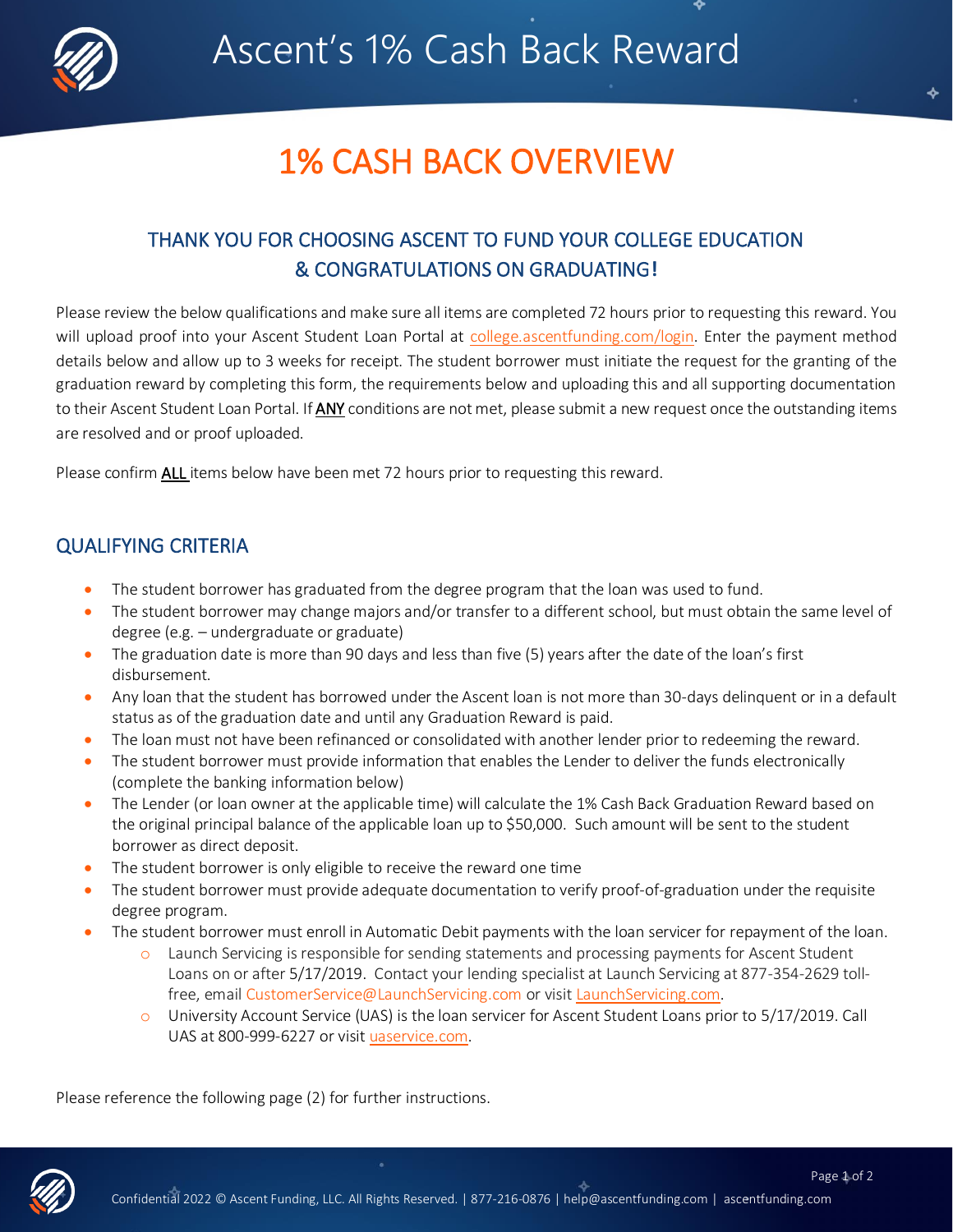# Ascent's 1% Cash Back Reward

## 1% CASH BACK OVERVIEW

### THANK YOU FOR CHOOSING ASCENT TO FUND YOUR COLLEGE EDUCATION & CONGRATULATIONS ON GRADUATING!

Please review the below qualifications and make sure all items are completed 72 hours prior to requesting this reward. You will upload proof into your Ascent Student Loan Portal at college.ascentfunding.com/login. Enter the payment method details below and allow up to 3 weeks for receipt. The student borrower must initiate the request for the granting of the graduation reward by completing this form, the requirements below and uploading this and all supporting documentation to their Ascent Student Loan Portal. If **ANY** conditions are not met, please submit a new request once the outstanding items are resolved and or proof uploaded.

Please confirm **ALL** items below have been met 72 hours prior to requesting this reward.

## QUALIFYING CRITERIA

- The student borrower has graduated from the degree program that the loan was used to fund.
- The student borrower may change majors and/or transfer to a different school, but must obtain the same level of degree (e.g. – undergraduate or graduate)
- The graduation date is more than 90 days and less than five (5) years after the date of the loan's first disbursement.
- Any loan that the student has borrowed under the Ascent loan is not more than 30-days delinquent or in a default status as of the graduation date and until any Graduation Reward is paid.
- The loan must not have been refinanced or consolidated with another lender prior to redeeming the reward.
- The student borrower must provide information that enables the Lender to deliver the funds electronically (complete the banking information below)
- The Lender (or loan owner at the applicable time) will calculate the 1% Cash Back Graduation Reward based on the original principal balance of the applicable loan up to $50,000. Such amount will be sent to the student borrower as direct deposit.
- The student borrower is only eligible to receive the reward one time
- The student borrower must provide adequate documentation to verify proof-of-graduation under the requisite degree program.
- The student borrower must enroll in Automatic Debit payments with the loan servicer for repayment of the loan.
  - Launch Servicing is responsible for sending statements and processing payments for Ascent Student Loans on or after 5/17/2019. Contact your lending specialist at Launch Servicing at 877-354-2629 toll-free, email CustomerService@LaunchServicing.com or visit LaunchServicing.com.
  - University Account Service (UAS) is the loan servicer for Ascent Student Loans prior to 5/17/2019. Call UAS at 800-999-6227 or visit uaservice.com.

Please reference the following page (2) for further instructions.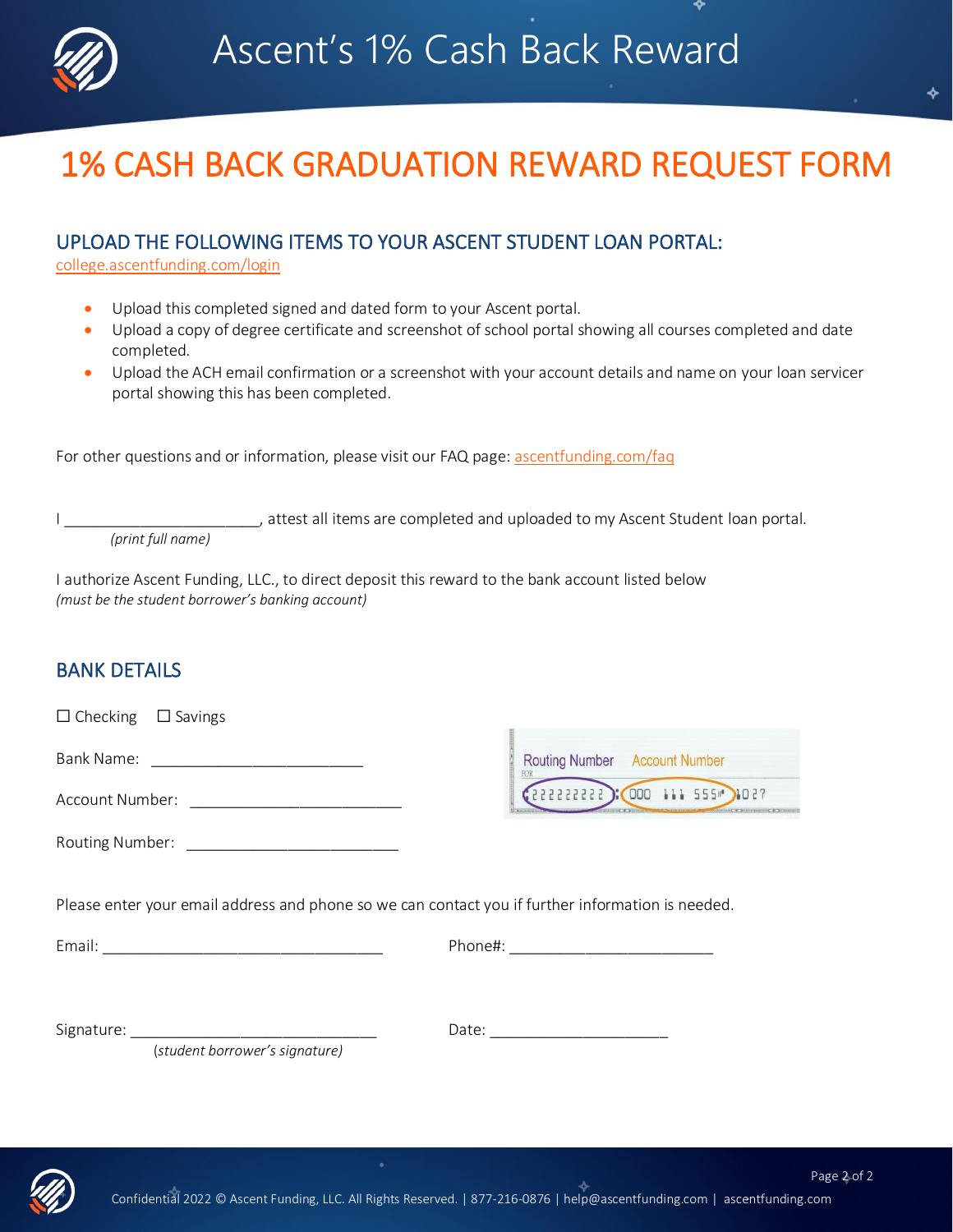# Ascent's 1% Cash Back Reward

## 1% CASH BACK GRADUATION REWARD REQUEST FORM

### UPLOAD THE FOLLOWING ITEMS TO YOUR ASCENT STUDENT LOAN PORTAL:

college.ascentfunding.com/login

- Upload this completed signed and dated form to your Ascent portal.
- Upload a copy of degree certificate and screenshot of school portal showing all courses completed and date completed.
- Upload the ACH email confirmation or a screenshot with your account details and name on your loan servicer portal showing this has been completed.

For other questions and or information, please visit our FAQ page: ascentfunding.com/faq

I ______________________, attest all items are completed and uploaded to my Ascent Student loan portal.
*(print full name)*

I authorize Ascent Funding, LLC., to direct deposit this reward to the bank account listed below
*(must be the student borrower's banking account)*

### BANK DETAILS

☐ Checking ☐ Savings

Bank Name: ________________________

Account Number: ________________________

Routing Number: ________________________

Routing Number Account Number

Please enter your email address and phone so we can contact you if further information is needed.

Email: ________________________________ Phone#: ________________________

Signature: ____________________________ Date: ____________________
*(student borrower's signature)*

Confidential 2022 © Ascent Funding, LLC. All Rights Reserved. | 877-216-0876 | help@ascentfunding.com | ascentfunding.com